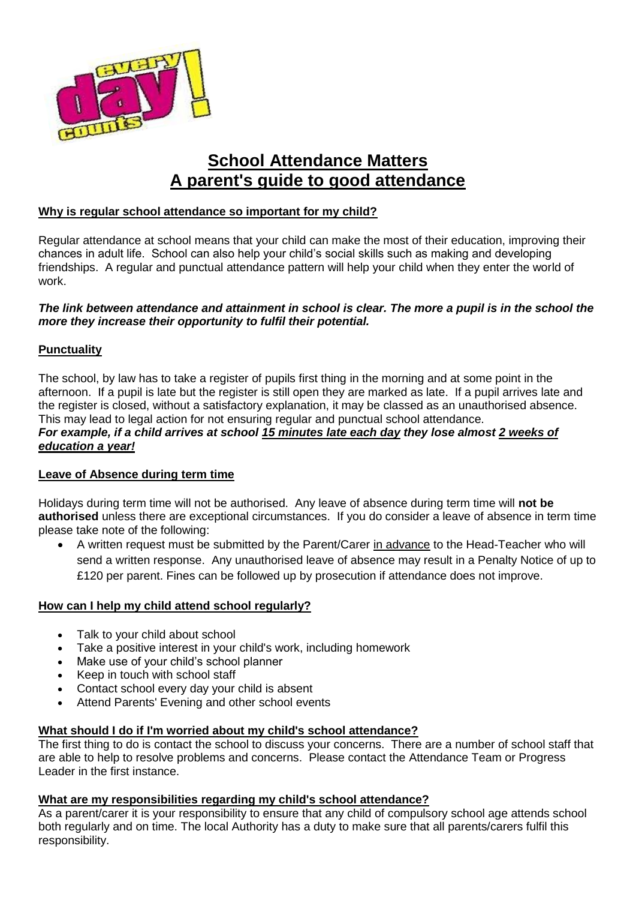# School Attendance Matters
# A parent's guide to good attendance

### Why is regular school attendance so important for my child?

Regular attendance at school means that your child can make the most of their education, improving their chances in adult life. School can also help your child's social skills such as making and developing friendships. A regular and punctual attendance pattern will help your child when they enter the world of work.

***The link between attendance and attainment in school is clear. The more a pupil is in the school the more they increase their opportunity to fulfil their potential.***

### Punctuality

The school, by law has to take a register of pupils first thing in the morning and at some point in the afternoon. If a pupil is late but the register is still open they are marked as late. If a pupil arrives late and the register is closed, without a satisfactory explanation, it may be classed as an unauthorised absence. This may lead to legal action for not ensuring regular and punctual school attendance.

***For example, if a child arrives at school 15 minutes late each day they lose almost 2 weeks of education a year!***

### Leave of Absence during term time

Holidays during term time will not be authorised. Any leave of absence during term time will **not be authorised** unless there are exceptional circumstances. If you do consider a leave of absence in term time please take note of the following:

- A written request must be submitted by the Parent/Carer in advance to the Head-Teacher who will send a written response. Any unauthorised leave of absence may result in a Penalty Notice of up to £120 per parent. Fines can be followed up by prosecution if attendance does not improve.

### How can I help my child attend school regularly?

- Talk to your child about school
- Take a positive interest in your child's work, including homework
- Make use of your child's school planner
- Keep in touch with school staff
- Contact school every day your child is absent
- Attend Parents' Evening and other school events

### What should I do if I'm worried about my child's school attendance?

The first thing to do is contact the school to discuss your concerns. There are a number of school staff that are able to help to resolve problems and concerns. Please contact the Attendance Team or Progress Leader in the first instance.

### What are my responsibilities regarding my child's school attendance?

As a parent/carer it is your responsibility to ensure that any child of compulsory school age attends school both regularly and on time. The local Authority has a duty to make sure that all parents/carers fulfil this responsibility.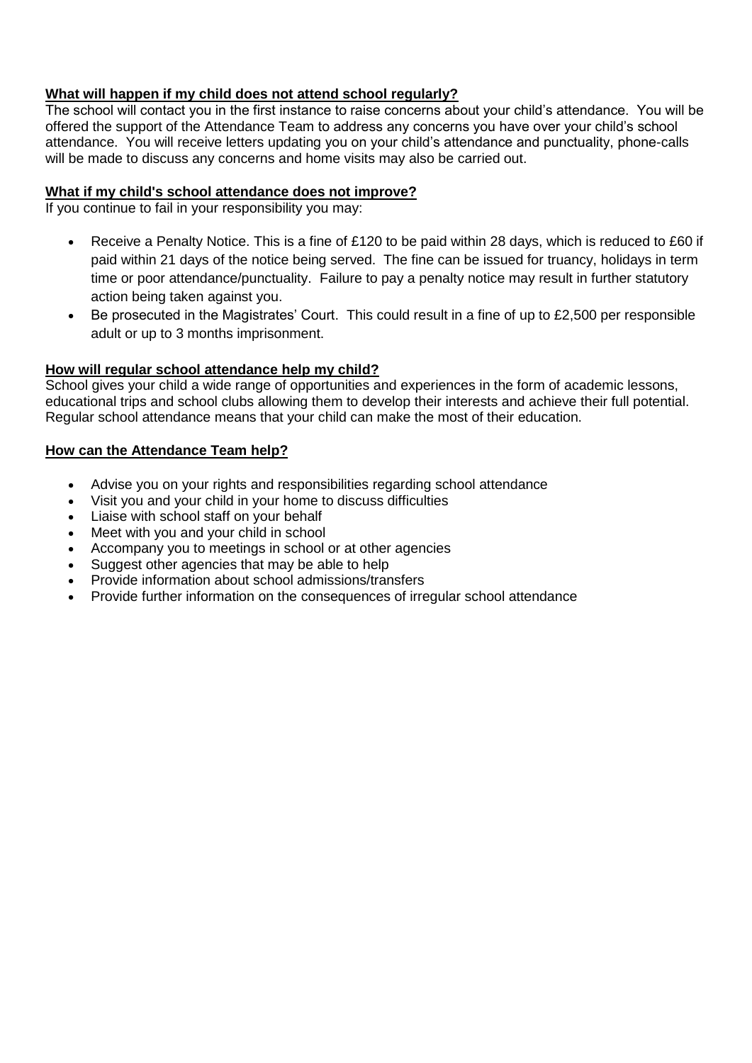**What will happen if my child does not attend school regularly?**

The school will contact you in the first instance to raise concerns about your child's attendance. You will be offered the support of the Attendance Team to address any concerns you have over your child's school attendance. You will receive letters updating you on your child's attendance and punctuality, phone-calls will be made to discuss any concerns and home visits may also be carried out.

**What if my child's school attendance does not improve?**

If you continue to fail in your responsibility you may:

- Receive a Penalty Notice. This is a fine of £120 to be paid within 28 days, which is reduced to £60 if paid within 21 days of the notice being served. The fine can be issued for truancy, holidays in term time or poor attendance/punctuality. Failure to pay a penalty notice may result in further statutory action being taken against you.
- Be prosecuted in the Magistrates' Court. This could result in a fine of up to £2,500 per responsible adult or up to 3 months imprisonment.

**How will regular school attendance help my child?**

School gives your child a wide range of opportunities and experiences in the form of academic lessons, educational trips and school clubs allowing them to develop their interests and achieve their full potential. Regular school attendance means that your child can make the most of their education.

**How can the Attendance Team help?**

- Advise you on your rights and responsibilities regarding school attendance
- Visit you and your child in your home to discuss difficulties
- Liaise with school staff on your behalf
- Meet with you and your child in school
- Accompany you to meetings in school or at other agencies
- Suggest other agencies that may be able to help
- Provide information about school admissions/transfers
- Provide further information on the consequences of irregular school attendance